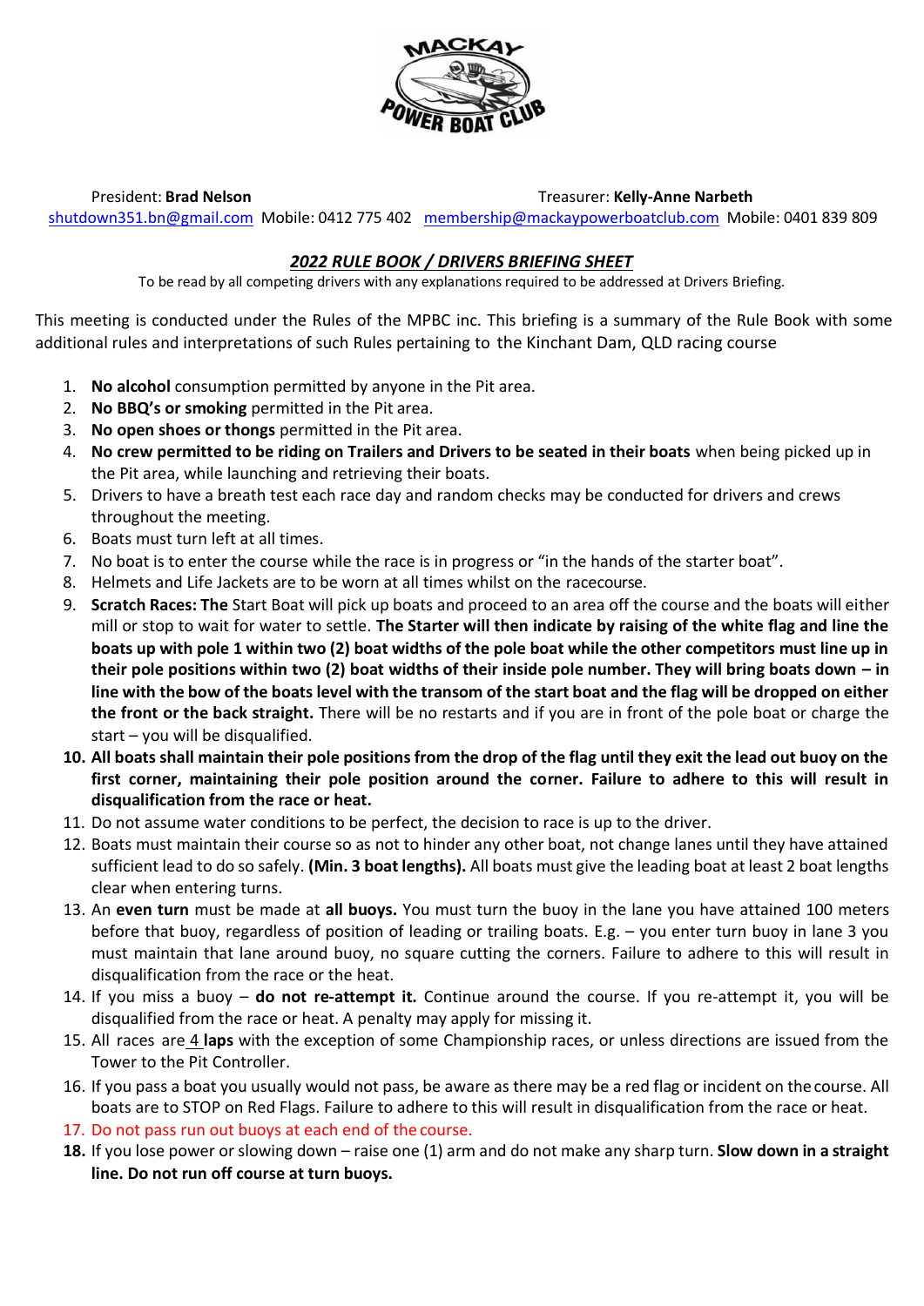President: **Brad Nelson** Treasurer: **Kelly-Anne Narbeth**
shutdown351.bn@gmail.com Mobile: 0412 775 402 membership@mackaypowerboatclub.com Mobile: 0401 839 809

## ***2022 RULE BOOK / DRIVERS BRIEFING SHEET***

To be read by all competing drivers with any explanations required to be addressed at Drivers Briefing.

This meeting is conducted under the Rules of the MPBC inc. This briefing is a summary of the Rule Book with some additional rules and interpretations of such Rules pertaining to the Kinchant Dam, QLD racing course

1. **No alcohol** consumption permitted by anyone in the Pit area.
2. **No BBQ's or smoking** permitted in the Pit area.
3. **No open shoes or thongs** permitted in the Pit area.
4. **No crew permitted to be riding on Trailers and Drivers to be seated in their boats** when being picked up in the Pit area, while launching and retrieving their boats.
5. Drivers to have a breath test each race day and random checks may be conducted for drivers and crews throughout the meeting.
6. Boats must turn left at all times.
7. No boat is to enter the course while the race is in progress or "in the hands of the starter boat".
8. Helmets and Life Jackets are to be worn at all times whilst on the racecourse.
9. **Scratch Races: The** Start Boat will pick up boats and proceed to an area off the course and the boats will either mill or stop to wait for water to settle. **The Starter will then indicate by raising of the white flag and line the boats up with pole 1 within two (2) boat widths of the pole boat while the other competitors must line up in their pole positions within two (2) boat widths of their inside pole number. They will bring boats down – in line with the bow of the boats level with the transom of the start boat and the flag will be dropped on either the front or the back straight.** There will be no restarts and if you are in front of the pole boat or charge the start – you will be disqualified.
10. **All boats shall maintain their pole positions from the drop of the flag until they exit the lead out buoy on the first corner, maintaining their pole position around the corner. Failure to adhere to this will result in disqualification from the race or heat.**
11. Do not assume water conditions to be perfect, the decision to race is up to the driver.
12. Boats must maintain their course so as not to hinder any other boat, not change lanes until they have attained sufficient lead to do so safely. **(Min. 3 boat lengths).** All boats must give the leading boat at least 2 boat lengths clear when entering turns.
13. An **even turn** must be made at **all buoys.** You must turn the buoy in the lane you have attained 100 meters before that buoy, regardless of position of leading or trailing boats. E.g. – you enter turn buoy in lane 3 you must maintain that lane around buoy, no square cutting the corners. Failure to adhere to this will result in disqualification from the race or the heat.
14. If you miss a buoy – **do not re-attempt it.** Continue around the course. If you re-attempt it, you will be disqualified from the race or heat. A penalty may apply for missing it.
15. All races are 4 **laps** with the exception of some Championship races, or unless directions are issued from the Tower to the Pit Controller.
16. If you pass a boat you usually would not pass, be aware as there may be a red flag or incident on the course. All boats are to STOP on Red Flags. Failure to adhere to this will result in disqualification from the race or heat.
17. Do not pass run out buoys at each end of the course.
18. If you lose power or slowing down – raise one (1) arm and do not make any sharp turn. **Slow down in a straight line. Do not run off course at turn buoys.**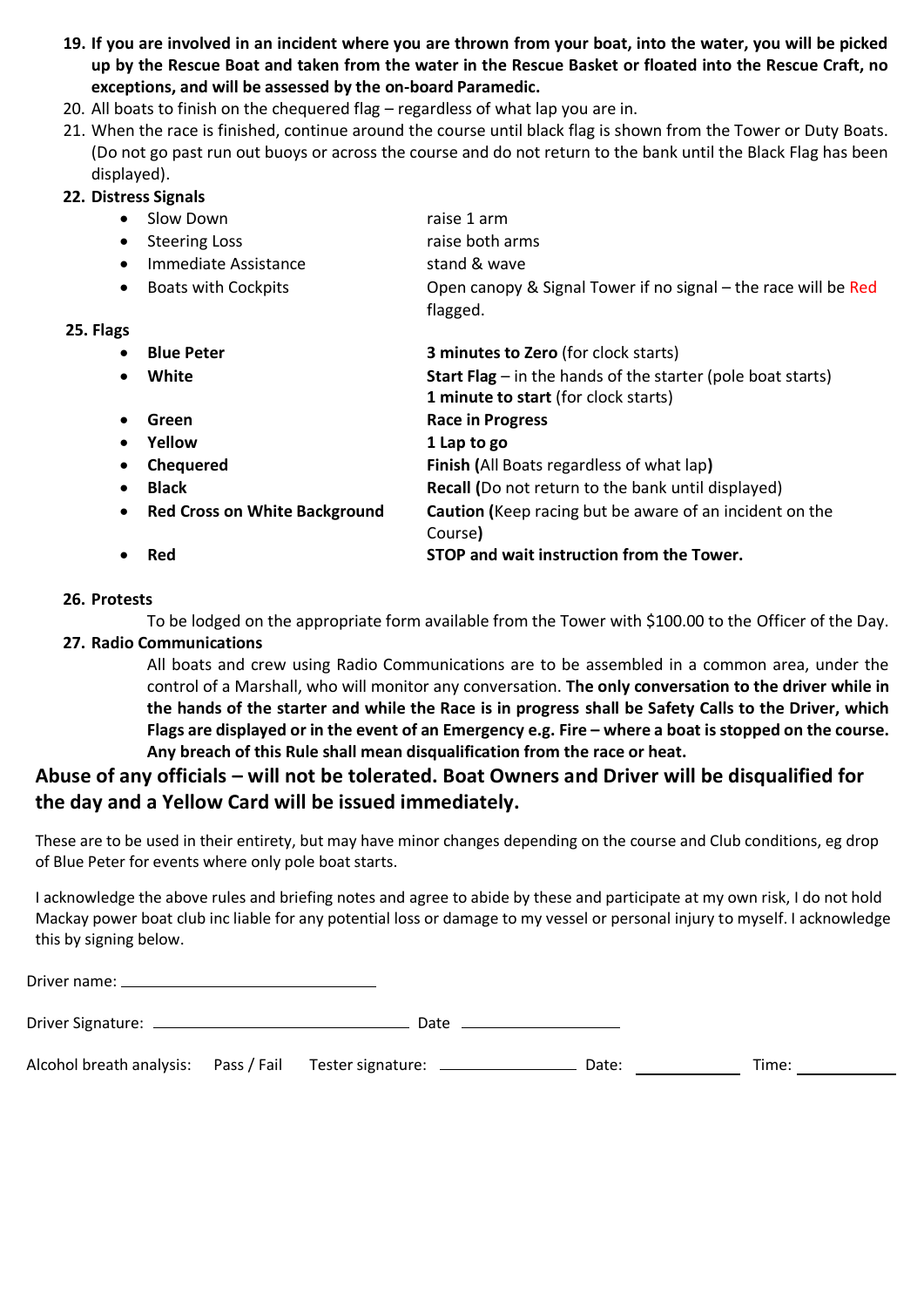19. **If you are involved in an incident where you are thrown from your boat, into the water, you will be picked up by the Rescue Boat and taken from the water in the Rescue Basket or floated into the Rescue Craft, no exceptions, and will be assessed by the on-board Paramedic.**
20. All boats to finish on the chequered flag – regardless of what lap you are in.
21. When the race is finished, continue around the course until black flag is shown from the Tower or Duty Boats. (Do not go past run out buoys or across the course and do not return to the bank until the Black Flag has been displayed).

**22. Distress Signals**

| | |
|---|---|
| • Slow Down | raise 1 arm |
| • Steering Loss | raise both arms |
| • Immediate Assistance | stand & wave |
| • Boats with Cockpits | Open canopy & Signal Tower if no signal – the race will be Red flagged. |

**25. Flags**

| | |
|---|---|
| • **Blue Peter** | **3 minutes to Zero** (for clock starts) |
| • **White** | **Start Flag** – in the hands of the starter (pole boat starts) **1 minute to start** (for clock starts) |
| • **Green** | **Race in Progress** |
| • **Yellow** | **1 Lap to go** |
| • **Chequered** | **Finish (**All Boats regardless of what lap**)** |
| • **Black** | **Recall (**Do not return to the bank until displayed) |
| • **Red Cross on White Background** | **Caution (**Keep racing but be aware of an incident on the Course**)** |
| • **Red** | **STOP and wait instruction from the Tower.** |

**26. Protests**

To be lodged on the appropriate form available from the Tower with $100.00 to the Officer of the Day.

**27. Radio Communications**

All boats and crew using Radio Communications are to be assembled in a common area, under the control of a Marshall, who will monitor any conversation. **The only conversation to the driver while in the hands of the starter and while the Race is in progress shall be Safety Calls to the Driver, which Flags are displayed or in the event of an Emergency e.g. Fire – where a boat is stopped on the course. Any breach of this Rule shall mean disqualification from the race or heat.**

**Abuse of any officials – will not be tolerated. Boat Owners and Driver will be disqualified for the day and a Yellow Card will be issued immediately.**

These are to be used in their entirety, but may have minor changes depending on the course and Club conditions, eg drop of Blue Peter for events where only pole boat starts.

I acknowledge the above rules and briefing notes and agree to abide by these and participate at my own risk, I do not hold Mackay power boat club inc liable for any potential loss or damage to my vessel or personal injury to myself. I acknowledge this by signing below.

Driver name: ______________________________

Driver Signature: ______________________________ Date ____________________

Alcohol breath analysis: Pass / Fail Tester signature: ________________ Date: ____________ Time: ____________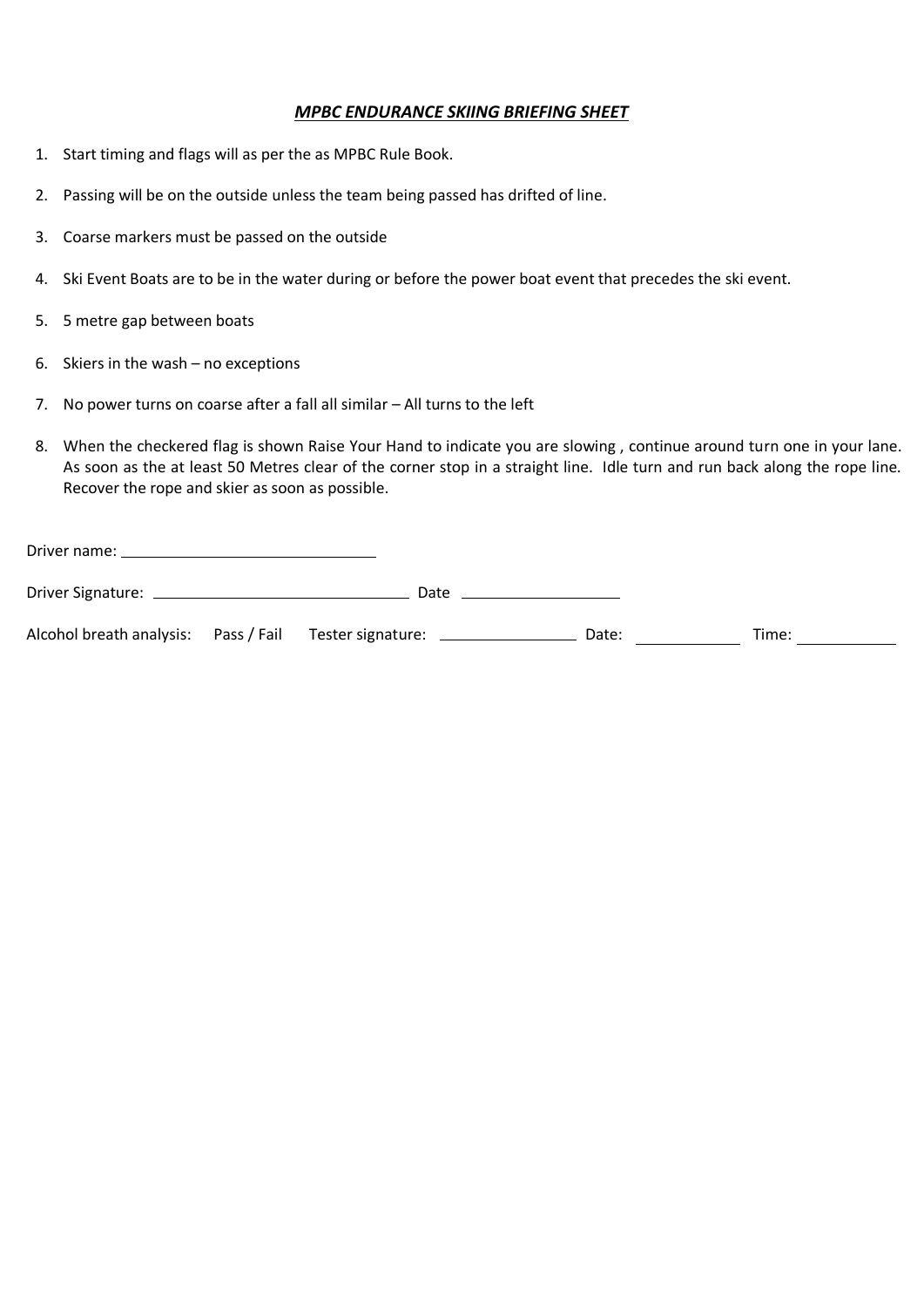***MPBC ENDURANCE SKIING BRIEFING SHEET***

1. Start timing and flags will as per the as MPBC Rule Book.
2. Passing will be on the outside unless the team being passed has drifted of line.
3. Coarse markers must be passed on the outside
4. Ski Event Boats are to be in the water during or before the power boat event that precedes the ski event.
5. 5 metre gap between boats
6. Skiers in the wash – no exceptions
7. No power turns on coarse after a fall all similar – All turns to the left
8. When the checkered flag is shown Raise Your Hand to indicate you are slowing , continue around turn one in your lane. As soon as the at least 50 Metres clear of the corner stop in a straight line. Idle turn and run back along the rope line. Recover the rope and skier as soon as possible.

Driver name: ______________________________

Driver Signature: ______________________________ Date ____________________

Alcohol breath analysis: Pass / Fail Tester signature: ________________ Date: ____________ Time: ____________